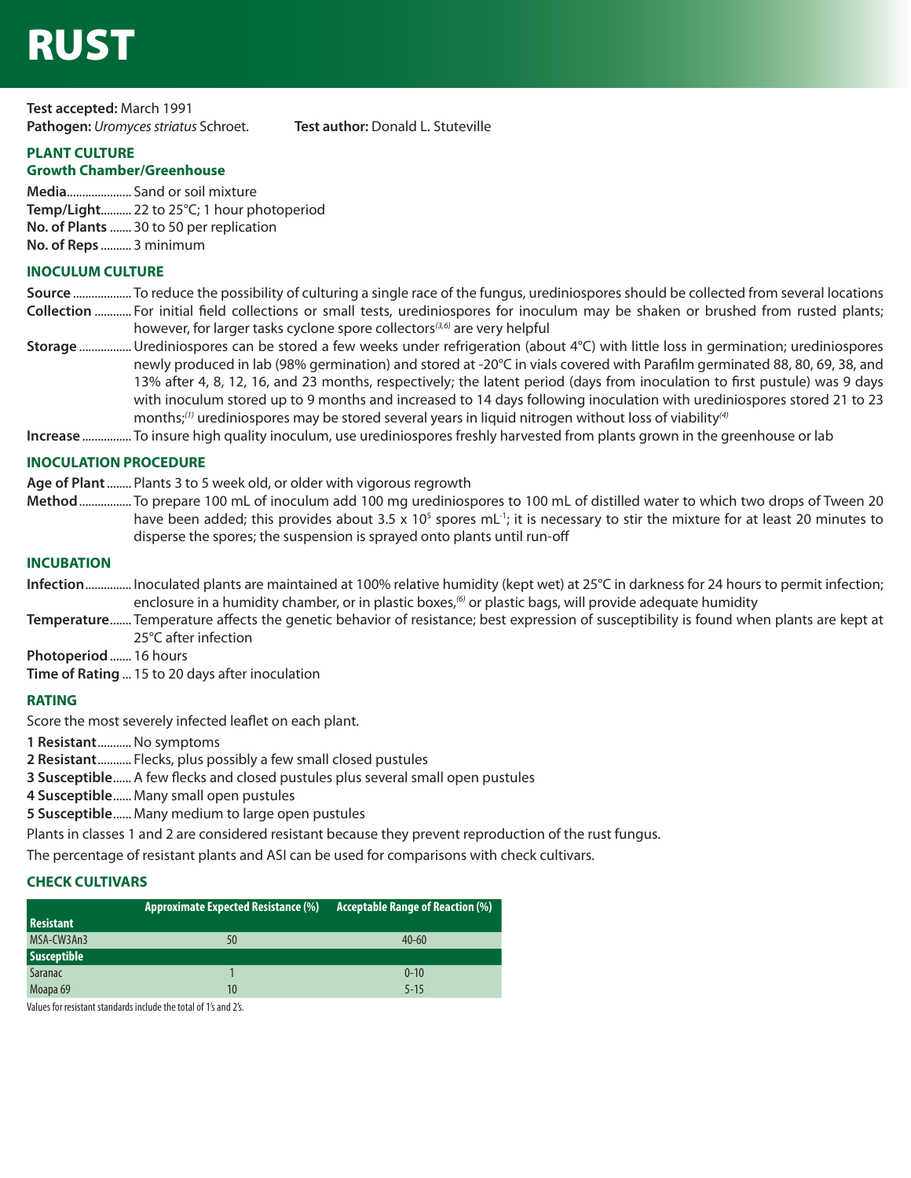# RUST

**Test accepted:** March 1991
**Pathogen:** *Uromyces striatus* Schroet. **Test author:** Donald L. Stuteville

## PLANT CULTURE

### Growth Chamber/Greenhouse

**Media**..................... Sand or soil mixture
**Temp/Light**.......... 22 to 25°C; 1 hour photoperiod
**No. of Plants** ....... 30 to 50 per replication
**No. of Reps** .......... 3 minimum

## INOCULUM CULTURE

**Source** ................... To reduce the possibility of culturing a single race of the fungus, urediniospores should be collected from several locations

**Collection** ............ For initial field collections or small tests, urediniospores for inoculum may be shaken or brushed from rusted plants; however, for larger tasks cyclone spore collectors[3,6] are very helpful

**Storage** ................. Urediniospores can be stored a few weeks under refrigeration (about 4°C) with little loss in germination; urediniospores newly produced in lab (98% germination) and stored at -20°C in vials covered with Parafilm germinated 88, 80, 69, 38, and 13% after 4, 8, 12, 16, and 23 months, respectively; the latent period (days from inoculation to first pustule) was 9 days with inoculum stored up to 9 months and increased to 14 days following inoculation with urediniospores stored 21 to 23 months;[1] urediniospores may be stored several years in liquid nitrogen without loss of viability[4]

**Increase** ................ To insure high quality inoculum, use urediniospores freshly harvested from plants grown in the greenhouse or lab

## INOCULATION PROCEDURE

**Age of Plant** ........ Plants 3 to 5 week old, or older with vigorous regrowth

**Method** ................. To prepare 100 mL of inoculum add 100 mg urediniospores to 100 mL of distilled water to which two drops of Tween 20 have been added; this provides about $3.5 \times 10^5$ spores $mL^{-1}$; it is necessary to stir the mixture for at least 20 minutes to disperse the spores; the suspension is sprayed onto plants until run-off

## INCUBATION

**Infection** ............... Inoculated plants are maintained at 100% relative humidity (kept wet) at 25°C in darkness for 24 hours to permit infection; enclosure in a humidity chamber, or in plastic boxes,[6] or plastic bags, will provide adequate humidity

**Temperature** ....... Temperature affects the genetic behavior of resistance; best expression of susceptibility is found when plants are kept at 25°C after infection

**Photoperiod** ....... 16 hours

**Time of Rating** ... 15 to 20 days after inoculation

## RATING

Score the most severely infected leaflet on each plant.

**1 Resistant**........... No symptoms
**2 Resistant**........... Flecks, plus possibly a few small closed pustules
**3 Susceptible**...... A few flecks and closed pustules plus several small open pustules
**4 Susceptible**...... Many small open pustules
**5 Susceptible**...... Many medium to large open pustules

Plants in classes 1 and 2 are considered resistant because they prevent reproduction of the rust fungus.

The percentage of resistant plants and ASI can be used for comparisons with check cultivars.

## CHECK CULTIVARS

| | Approximate Expected Resistance (%) | Acceptable Range of Reaction (%) |
|---|---|---|
| **Resistant** | | |
| MSA-CW3An3 | 50 | 40-60 |
| **Susceptible** | | |
| Saranac | 1 | 0-10 |
| Moapa 69 | 10 | 5-15 |

Values for resistant standards include the total of 1's and 2's.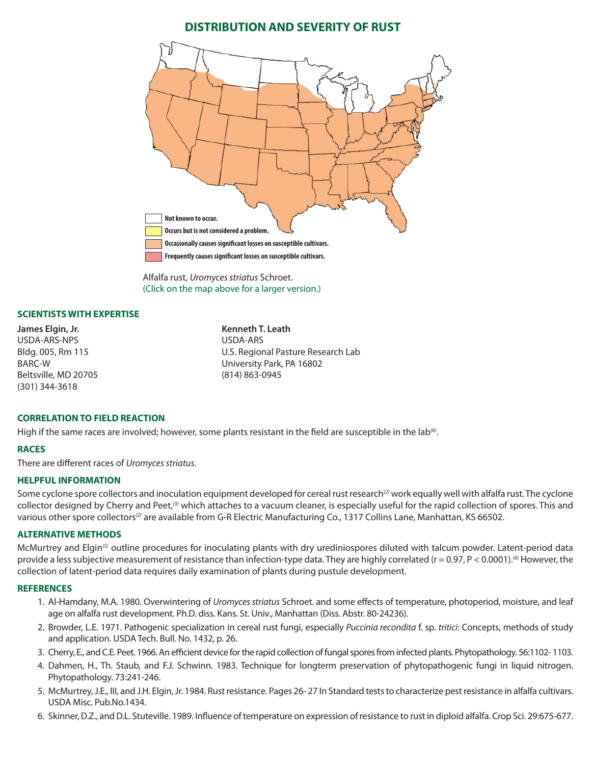## DISTRIBUTION AND SEVERITY OF RUST

Not known to occur.

Occurs but is not considered a problem.

Occasionally causes significant losses on susceptible cultivars.

Frequently causes significant losses on susceptible cultivars.

Alfalfa rust, *Uromyces striatus* Schroet.
(Click on the map above for a larger version.)

### SCIENTISTS WITH EXPERTISE

**James Elgin, Jr.**
USDA-ARS-NPS
Bldg. 005, Rm 115
BARC-W
Beltsville, MD 20705
(301) 344-3618

**Kenneth T. Leath**
USDA-ARS
U.S. Regional Pasture Research Lab
University Park, PA 16802
(814) 863-0945

### CORRELATION TO FIELD REACTION

High if the same races are involved; however, some plants resistant in the field are susceptible in the lab[6].

### RACES

There are different races of *Uromyces striatus*.

### HELPFUL INFORMATION

Some cyclone spore collectors and inoculation equipment developed for cereal rust research[2] work equally well with alfalfa rust. The cyclone collector designed by Cherry and Peet,[3] which attaches to a vacuum cleaner, is especially useful for the rapid collection of spores. This and various other spore collectors[2] are available from G-R Electric Manufacturing Co., 1317 Collins Lane, Manhattan, KS 66502.

### ALTERNATIVE METHODS

McMurtrey and Elgin[5] outline procedures for inoculating plants with dry urediniospores diluted with talcum powder. Latent-period data provide a less subjective measurement of resistance than infection-type data. They are highly correlated ($r = 0.97$, $P < 0.0001$).[6] However, the collection of latent-period data requires daily examination of plants during pustule development.

### REFERENCES

1. Al-Hamdany, M.A. 1980. Overwintering of *Uromyces striatus* Schroet. and some effects of temperature, photoperiod, moisture, and leaf age on alfalfa rust development. Ph.D. diss. Kans. St. Univ., Manhattan (Diss. Abstr. 80-24236).
2. Browder, L.E. 1971. Pathogenic specialization in cereal rust fungi, especially *Puccinia recondita* f. sp. *tritici*: Concepts, methods of study and application. USDA Tech. Bull. No. 1432, p. 26.
3. Cherry, E., and C.E. Peet. 1966. An efficient device for the rapid collection of fungal spores from infected plants. Phytopathology. 56:1102- 1103.
4. Dahmen, H., Th. Staub, and F.J. Schwinn. 1983. Technique for longterm preservation of phytopathogenic fungi in liquid nitrogen. Phytopathology. 73:241-246.
5. McMurtrey, J.E., III, and J.H. Elgin, Jr. 1984. Rust resistance. Pages 26- 27 In Standard tests to characterize pest resistance in alfalfa cultivars. USDA Misc. Pub.No.1434.
6. Skinner, D.Z., and D.L. Stuteville. 1989. Influence of temperature on expression of resistance to rust in diploid alfalfa. Crop Sci. 29:675-677.